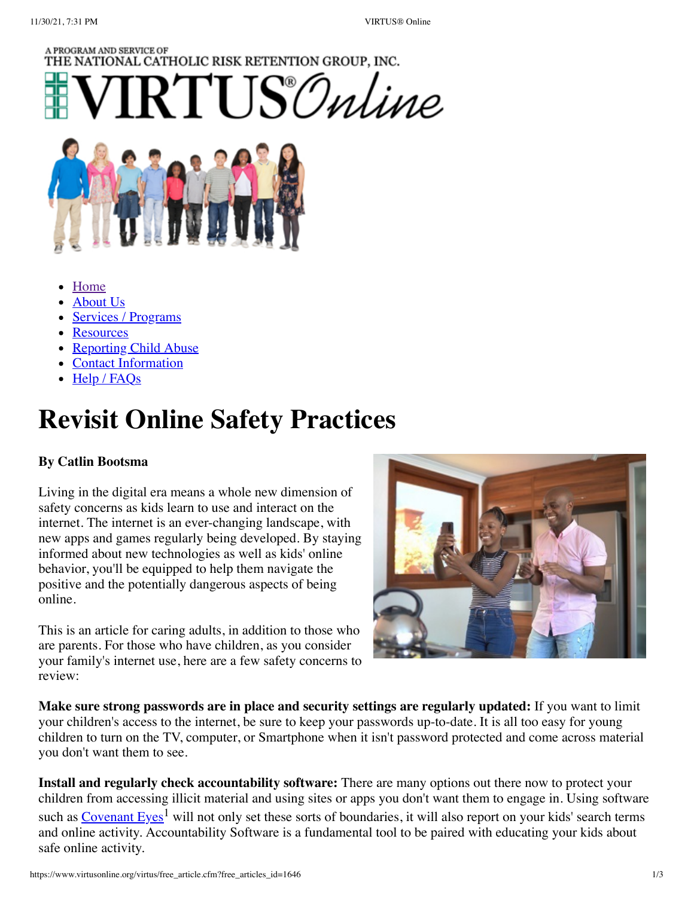A PROGRAM AND SERVICE OF
THE NATIONAL CATHOLIC RISK RETENTION GROUP, INC.

VIRTUS® Online

- Home
- About Us
- Services / Programs
- Resources
- Reporting Child Abuse
- Contact Information
- Help / FAQs

# Revisit Online Safety Practices

**By Catlin Bootsma**

Living in the digital era means a whole new dimension of safety concerns as kids learn to use and interact on the internet. The internet is an ever-changing landscape, with new apps and games regularly being developed. By staying informed about new technologies as well as kids' online behavior, you'll be equipped to help them navigate the positive and the potentially dangerous aspects of being online.

This is an article for caring adults, in addition to those who are parents. For those who have children, as you consider your family's internet use, here are a few safety concerns to review:

**Make sure strong passwords are in place and security settings are regularly updated:** If you want to limit your children's access to the internet, be sure to keep your passwords up-to-date. It is all too easy for young children to turn on the TV, computer, or Smartphone when it isn't password protected and come across material you don't want them to see.

**Install and regularly check accountability software:** There are many options out there now to protect your children from accessing illicit material and using sites or apps you don't want them to engage in. Using software such as Covenant Eyes[1] will not only set these sorts of boundaries, it will also report on your kids' search terms and online activity. Accountability Software is a fundamental tool to be paired with educating your kids about safe online activity.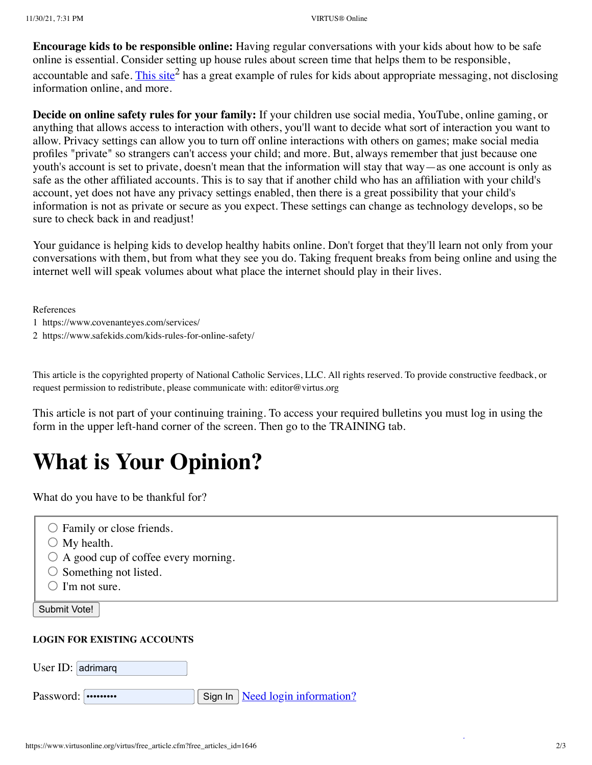**Encourage kids to be responsible online:** Having regular conversations with your kids about how to be safe online is essential. Consider setting up house rules about screen time that helps them to be responsible, accountable and safe. This site[2] has a great example of rules for kids about appropriate messaging, not disclosing information online, and more.

**Decide on online safety rules for your family:** If your children use social media, YouTube, online gaming, or anything that allows access to interaction with others, you'll want to decide what sort of interaction you want to allow. Privacy settings can allow you to turn off online interactions with others on games; make social media profiles "private" so strangers can't access your child; and more. But, always remember that just because one youth's account is set to private, doesn't mean that the information will stay that way—as one account is only as safe as the other affiliated accounts. This is to say that if another child who has an affiliation with your child's account, yet does not have any privacy settings enabled, then there is a great possibility that your child's information is not as private or secure as you expect. These settings can change as technology develops, so be sure to check back in and readjust!

Your guidance is helping kids to develop healthy habits online. Don't forget that they'll learn not only from your conversations with them, but from what they see you do. Taking frequent breaks from being online and using the internet well will speak volumes about what place the internet should play in their lives.

References

1 https://www.covenanteyes.com/services/

2 https://www.safekids.com/kids-rules-for-online-safety/

This article is the copyrighted property of National Catholic Services, LLC. All rights reserved. To provide constructive feedback, or request permission to redistribute, please communicate with: editor@virtus.org

This article is not part of your continuing training. To access your required bulletins you must log in using the form in the upper left-hand corner of the screen. Then go to the TRAINING tab.

# What is Your Opinion?

What do you have to be thankful for?

- ○ Family or close friends.
- ○ My health.
- ○ A good cup of coffee every morning.
- ○ Something not listed.
- ○ I'm not sure.

Submit Vote!

**LOGIN FOR EXISTING ACCOUNTS**

User ID: adrimarq

Password: •••••••••

Sign In Need login information?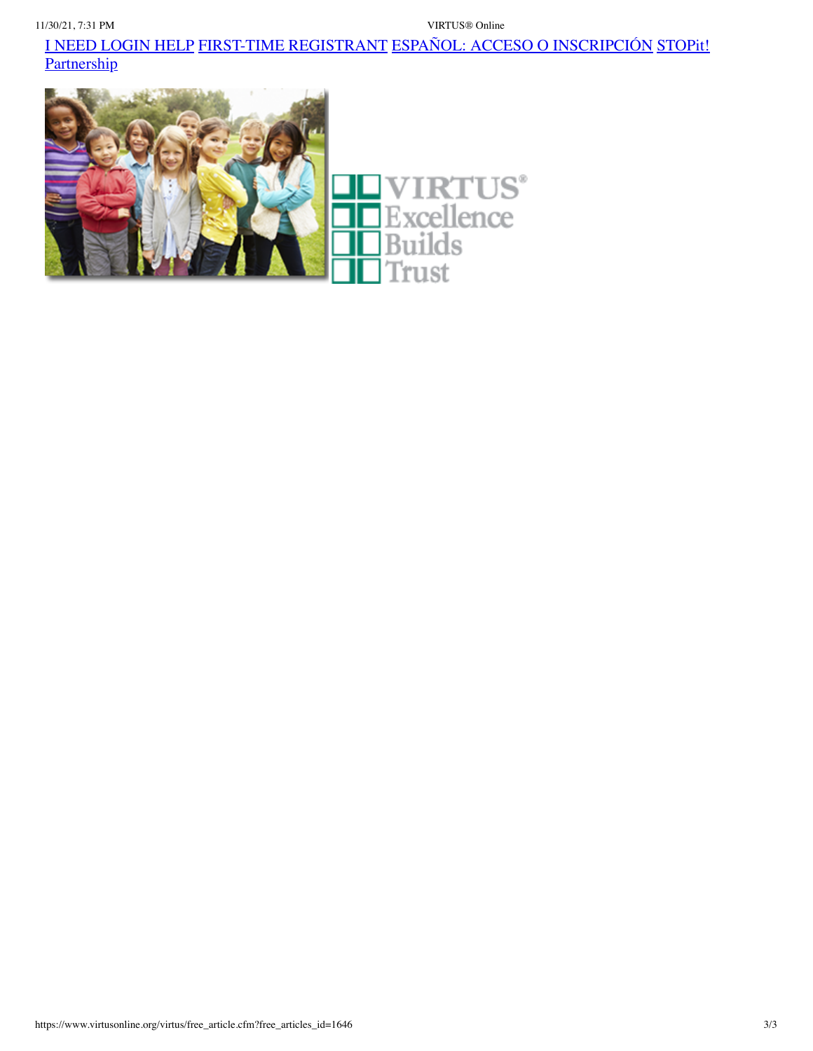I NEED LOGIN HELP FIRST-TIME REGISTRANT ESPAÑOL: ACCESO O INSCRIPCIÓN STOPit! Partnership